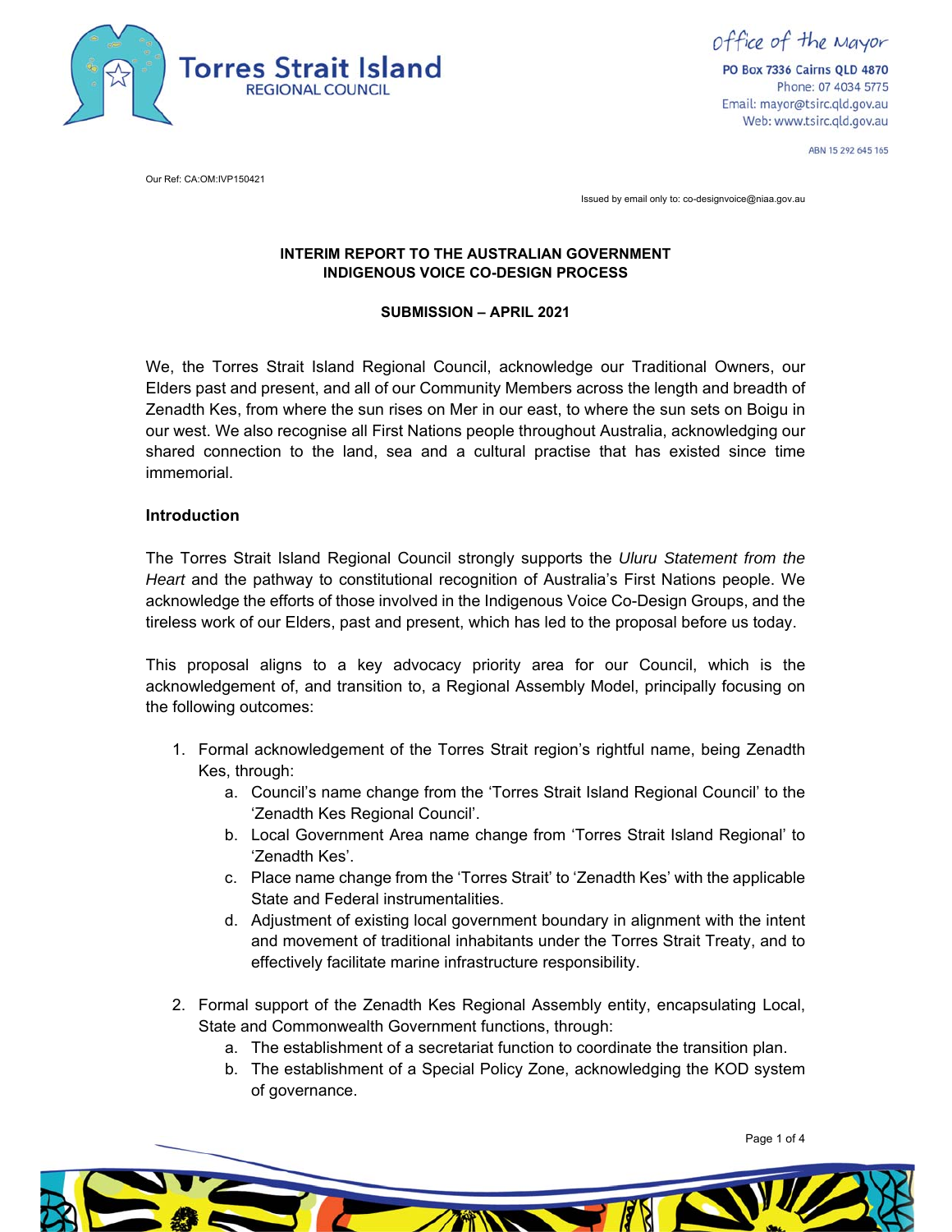Torres Strait Island
REGIONAL COUNCIL

Office of the Mayor

PO Box 7336 Cairns QLD 4870
Phone: 07 4034 5775
Email: mayor@tsirc.qld.gov.au
Web: www.tsirc.qld.gov.au

ABN 15 292 645 165

Our Ref: CA:OM:IVP150421

Issued by email only to: co-designvoice@niaa.gov.au

**INTERIM REPORT TO THE AUSTRALIAN GOVERNMENT**
**INDIGENOUS VOICE CO-DESIGN PROCESS**

**SUBMISSION – APRIL 2021**

We, the Torres Strait Island Regional Council, acknowledge our Traditional Owners, our Elders past and present, and all of our Community Members across the length and breadth of Zenadth Kes, from where the sun rises on Mer in our east, to where the sun sets on Boigu in our west. We also recognise all First Nations people throughout Australia, acknowledging our shared connection to the land, sea and a cultural practise that has existed since time immemorial.

## Introduction

The Torres Strait Island Regional Council strongly supports the *Uluru Statement from the Heart* and the pathway to constitutional recognition of Australia's First Nations people. We acknowledge the efforts of those involved in the Indigenous Voice Co-Design Groups, and the tireless work of our Elders, past and present, which has led to the proposal before us today.

This proposal aligns to a key advocacy priority area for our Council, which is the acknowledgement of, and transition to, a Regional Assembly Model, principally focusing on the following outcomes:

1. Formal acknowledgement of the Torres Strait region's rightful name, being Zenadth Kes, through:
    a. Council's name change from the 'Torres Strait Island Regional Council' to the 'Zenadth Kes Regional Council'.
    b. Local Government Area name change from 'Torres Strait Island Regional' to 'Zenadth Kes'.
    c. Place name change from the 'Torres Strait' to 'Zenadth Kes' with the applicable State and Federal instrumentalities.
    d. Adjustment of existing local government boundary in alignment with the intent and movement of traditional inhabitants under the Torres Strait Treaty, and to effectively facilitate marine infrastructure responsibility.

2. Formal support of the Zenadth Kes Regional Assembly entity, encapsulating Local, State and Commonwealth Government functions, through:
    a. The establishment of a secretariat function to coordinate the transition plan.
    b. The establishment of a Special Policy Zone, acknowledging the KOD system of governance.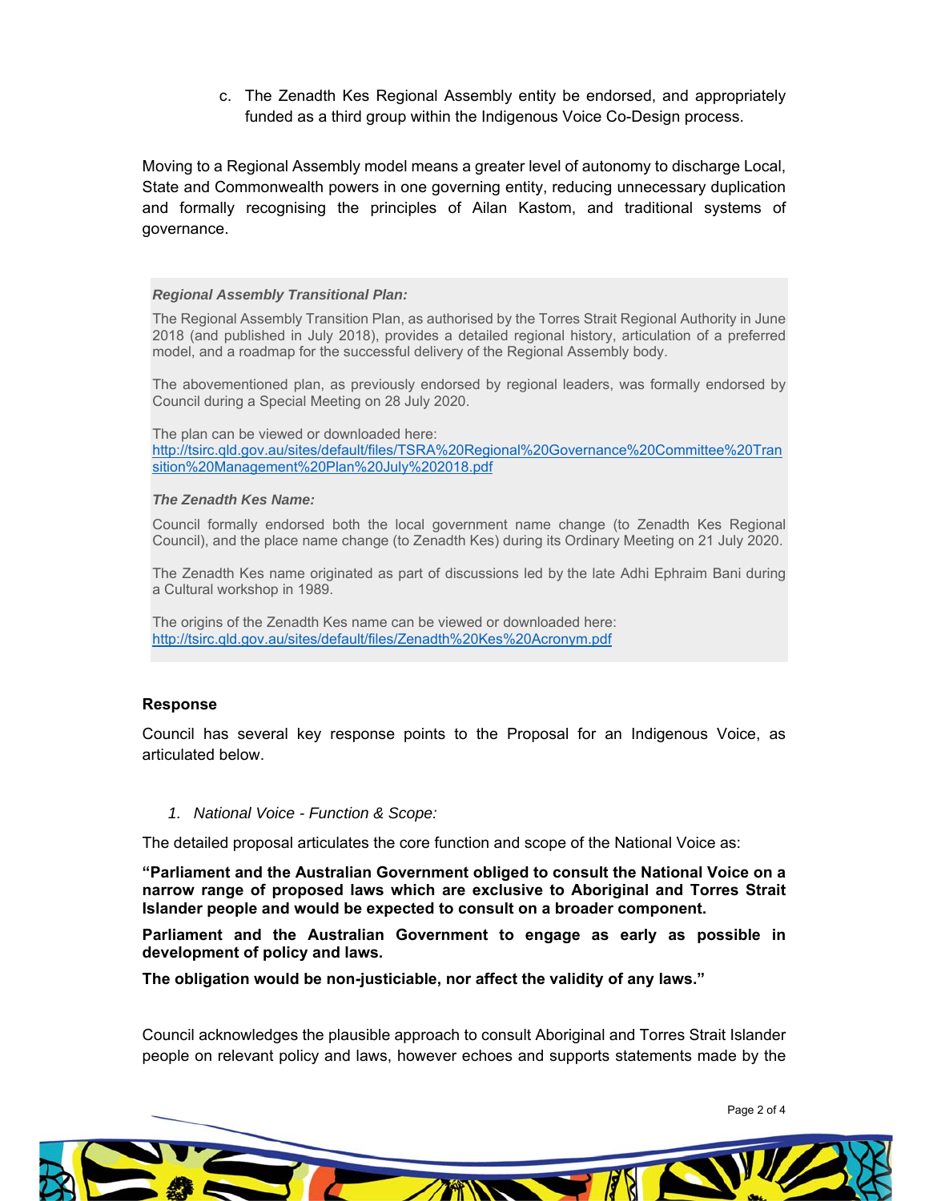c. The Zenadth Kes Regional Assembly entity be endorsed, and appropriately funded as a third group within the Indigenous Voice Co-Design process.

Moving to a Regional Assembly model means a greater level of autonomy to discharge Local, State and Commonwealth powers in one governing entity, reducing unnecessary duplication and formally recognising the principles of Ailan Kastom, and traditional systems of governance.

> ***Regional Assembly Transitional Plan:***
>
> The Regional Assembly Transition Plan, as authorised by the Torres Strait Regional Authority in June 2018 (and published in July 2018), provides a detailed regional history, articulation of a preferred model, and a roadmap for the successful delivery of the Regional Assembly body.
>
> The abovementioned plan, as previously endorsed by regional leaders, was formally endorsed by Council during a Special Meeting on 28 July 2020.
>
> The plan can be viewed or downloaded here:
> http://tsirc.qld.gov.au/sites/default/files/TSRA%20Regional%20Governance%20Committee%20Transition%20Management%20Plan%20July%202018.pdf
>
> ***The Zenadth Kes Name:***
>
> Council formally endorsed both the local government name change (to Zenadth Kes Regional Council), and the place name change (to Zenadth Kes) during its Ordinary Meeting on 21 July 2020.
>
> The Zenadth Kes name originated as part of discussions led by the late Adhi Ephraim Bani during a Cultural workshop in 1989.
>
> The origins of the Zenadth Kes name can be viewed or downloaded here:
> http://tsirc.qld.gov.au/sites/default/files/Zenadth%20Kes%20Acronym.pdf

## Response

Council has several key response points to the Proposal for an Indigenous Voice, as articulated below.

1. *National Voice - Function & Scope:*

The detailed proposal articulates the core function and scope of the National Voice as:

**"Parliament and the Australian Government obliged to consult the National Voice on a narrow range of proposed laws which are exclusive to Aboriginal and Torres Strait Islander people and would be expected to consult on a broader component.**

**Parliament and the Australian Government to engage as early as possible in development of policy and laws.**

**The obligation would be non-justiciable, nor affect the validity of any laws."**

Council acknowledges the plausible approach to consult Aboriginal and Torres Strait Islander people on relevant policy and laws, however echoes and supports statements made by the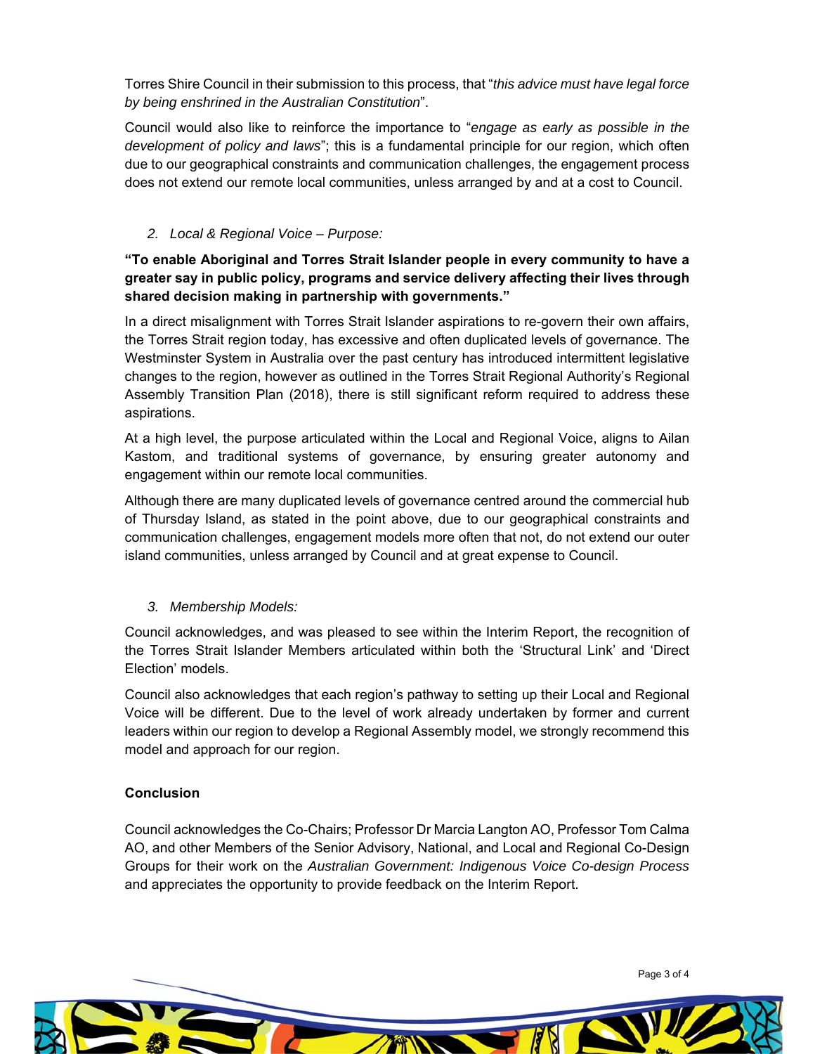Torres Shire Council in their submission to this process, that "*this advice must have legal force by being enshrined in the Australian Constitution*".

Council would also like to reinforce the importance to "*engage as early as possible in the development of policy and laws*"; this is a fundamental principle for our region, which often due to our geographical constraints and communication challenges, the engagement process does not extend our remote local communities, unless arranged by and at a cost to Council.

2. *Local & Regional Voice – Purpose:*

**"To enable Aboriginal and Torres Strait Islander people in every community to have a greater say in public policy, programs and service delivery affecting their lives through shared decision making in partnership with governments."**

In a direct misalignment with Torres Strait Islander aspirations to re-govern their own affairs, the Torres Strait region today, has excessive and often duplicated levels of governance. The Westminster System in Australia over the past century has introduced intermittent legislative changes to the region, however as outlined in the Torres Strait Regional Authority's Regional Assembly Transition Plan (2018), there is still significant reform required to address these aspirations.

At a high level, the purpose articulated within the Local and Regional Voice, aligns to Ailan Kastom, and traditional systems of governance, by ensuring greater autonomy and engagement within our remote local communities.

Although there are many duplicated levels of governance centred around the commercial hub of Thursday Island, as stated in the point above, due to our geographical constraints and communication challenges, engagement models more often that not, do not extend our outer island communities, unless arranged by Council and at great expense to Council.

3. *Membership Models:*

Council acknowledges, and was pleased to see within the Interim Report, the recognition of the Torres Strait Islander Members articulated within both the 'Structural Link' and 'Direct Election' models.

Council also acknowledges that each region's pathway to setting up their Local and Regional Voice will be different. Due to the level of work already undertaken by former and current leaders within our region to develop a Regional Assembly model, we strongly recommend this model and approach for our region.

**Conclusion**

Council acknowledges the Co-Chairs; Professor Dr Marcia Langton AO, Professor Tom Calma AO, and other Members of the Senior Advisory, National, and Local and Regional Co-Design Groups for their work on the *Australian Government: Indigenous Voice Co-design Process* and appreciates the opportunity to provide feedback on the Interim Report.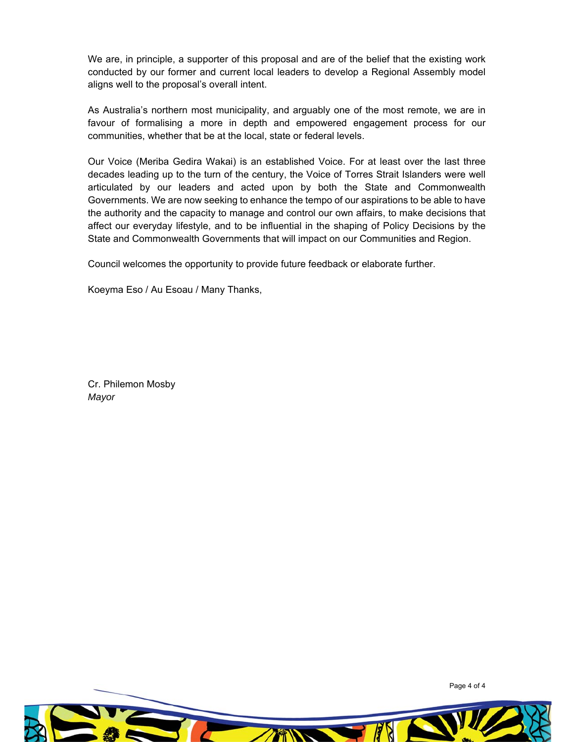We are, in principle, a supporter of this proposal and are of the belief that the existing work conducted by our former and current local leaders to develop a Regional Assembly model aligns well to the proposal's overall intent.

As Australia's northern most municipality, and arguably one of the most remote, we are in favour of formalising a more in depth and empowered engagement process for our communities, whether that be at the local, state or federal levels.

Our Voice (Meriba Gedira Wakai) is an established Voice. For at least over the last three decades leading up to the turn of the century, the Voice of Torres Strait Islanders were well articulated by our leaders and acted upon by both the State and Commonwealth Governments. We are now seeking to enhance the tempo of our aspirations to be able to have the authority and the capacity to manage and control our own affairs, to make decisions that affect our everyday lifestyle, and to be influential in the shaping of Policy Decisions by the State and Commonwealth Governments that will impact on our Communities and Region.

Council welcomes the opportunity to provide future feedback or elaborate further.

Koeyma Eso / Au Esoau / Many Thanks,

Cr. Philemon Mosby
*Mayor*